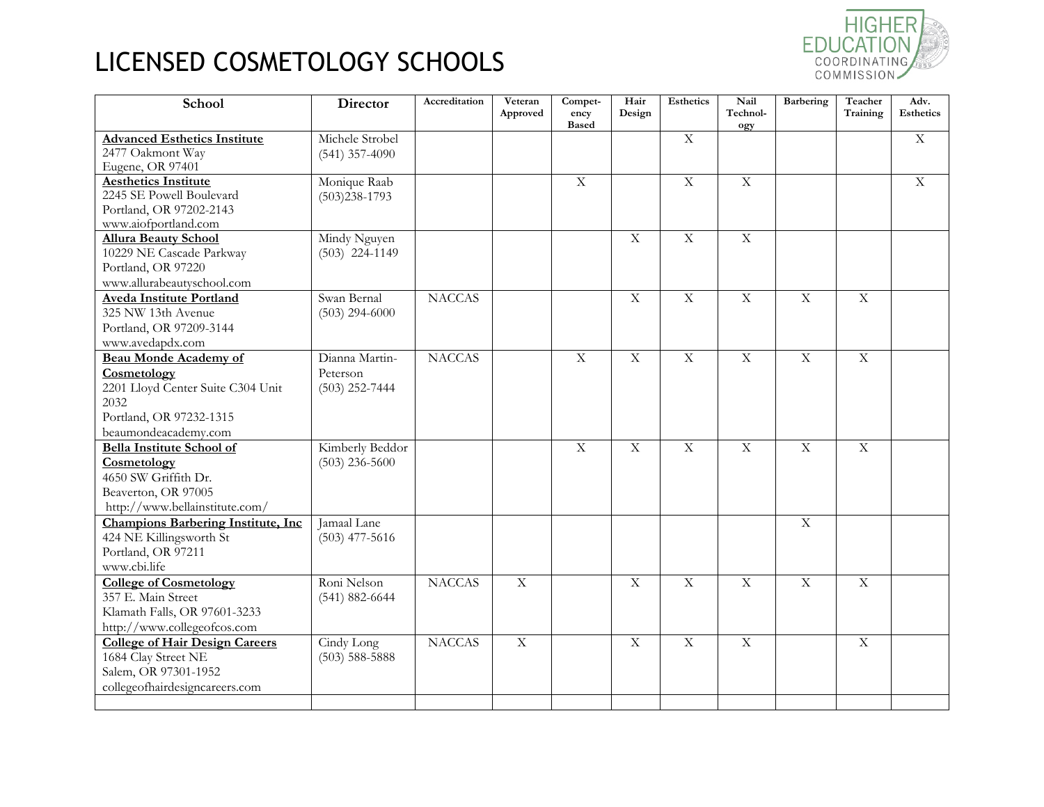# LICENSED COSMETOLOGY SCHOOLS

| School | Director | Accreditation | Veteran Approved | Competency Based | Hair Design | Esthetics | Nail Technology | Barbering | Teacher Training | Adv. Esthetics |
|---|---|---|---|---|---|---|---|---|---|---|
| **Advanced Esthetics Institute**<br>2477 Oakmont Way<br>Eugene, OR 97401 | Michele Strobel<br>(541) 357-4090 | | | | | X | | | | X |
| **Aesthetics Institute**<br>2245 SE Powell Boulevard<br>Portland, OR 97202-2143<br>www.aiofportland.com | Monique Raab<br>(503)238-1793 | | | X | | X | X | | | X |
| **Allura Beauty School**<br>10229 NE Cascade Parkway<br>Portland, OR 97220<br>www.allurabeautyschool.com | Mindy Nguyen<br>(503) 224-1149 | | | | X | X | X | | | |
| **Aveda Institute Portland**<br>325 NW 13th Avenue<br>Portland, OR 97209-3144<br>www.avedapdx.com | Swan Bernal<br>(503) 294-6000 | NACCAS | | | X | X | X | X | X | |
| **Beau Monde Academy of Cosmetology**<br>2201 Lloyd Center Suite C304 Unit 2032<br>Portland, OR 97232-1315<br>beaumondeacademy.com | Dianna Martin-Peterson<br>(503) 252-7444 | NACCAS | | X | X | X | X | X | X | |
| **Bella Institute School of Cosmetology**<br>4650 SW Griffith Dr.<br>Beaverton, OR 97005<br>http://www.bellainstitute.com/ | Kimberly Beddor<br>(503) 236-5600 | | | X | X | X | X | X | X | |
| **Champions Barbering Institute, Inc**<br>424 NE Killingsworth St<br>Portland, OR 97211<br>www.cbi.life | Jamaal Lane<br>(503) 477-5616 | | | | | | | X | | |
| **College of Cosmetology**<br>357 E. Main Street<br>Klamath Falls, OR 97601-3233<br>http://www.collegeofcos.com | Roni Nelson<br>(541) 882-6644 | NACCAS | X | | X | X | X | X | X | |
| **College of Hair Design Careers**<br>1684 Clay Street NE<br>Salem, OR 97301-1952<br>collegeofhairdesigncareers.com | Cindy Long<br>(503) 588-5888 | NACCAS | X | | X | X | X | | X | |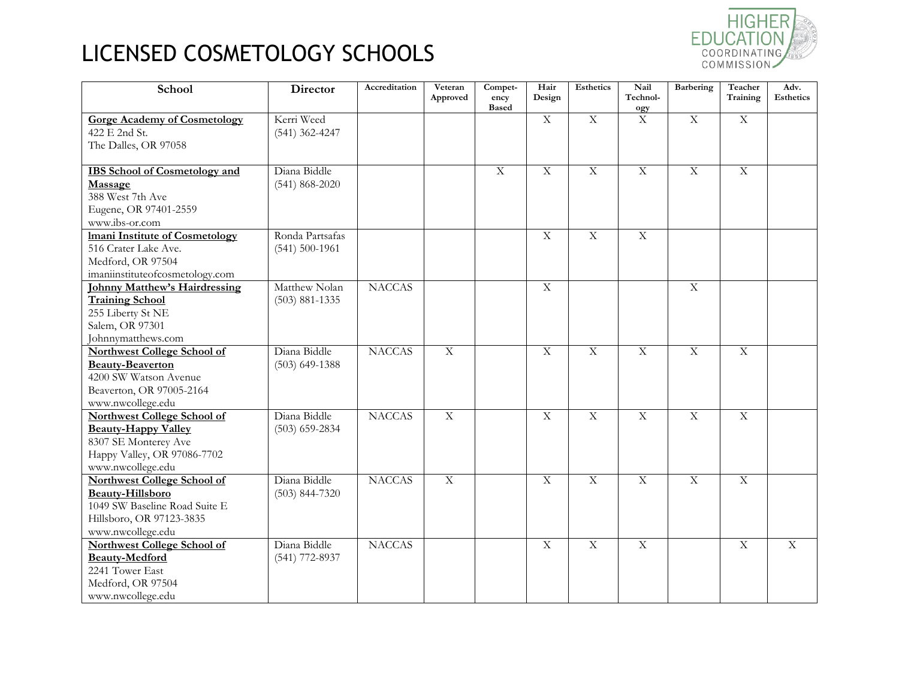# LICENSED COSMETOLOGY SCHOOLS

| School | Director | Accreditation | Veteran Approved | Compet-ency Based | Hair Design | Esthetics | Nail Technol-ogy | Barbering | Teacher Training | Adv. Esthetics |
|---|---|---|---|---|---|---|---|---|---|---|
| **Gorge Academy of Cosmetology**<br>422 E 2nd St.<br>The Dalles, OR 97058 | Kerri Weed<br>(541) 362-4247 | | | | X | X | X | X | X | |
| **IBS School of Cosmetology and Massage**<br>388 West 7th Ave<br>Eugene, OR 97401-2559<br>www.ibs-or.com | Diana Biddle<br>(541) 868-2020 | | | X | X | X | X | X | X | |
| **Imani Institute of Cosmetology**<br>516 Crater Lake Ave.<br>Medford, OR 97504<br>imaniinstituteofcosmetology.com | Ronda Partsafas<br>(541) 500-1961 | | | | X | X | X | | | |
| **Johnny Matthew's Hairdressing Training School**<br>255 Liberty St NE<br>Salem, OR 97301<br>Johnnymatthews.com | Matthew Nolan<br>(503) 881-1335 | NACCAS | | | X | | | X | | |
| **Northwest College School of Beauty-Beaverton**<br>4200 SW Watson Avenue<br>Beaverton, OR 97005-2164<br>www.nwcollege.edu | Diana Biddle<br>(503) 649-1388 | NACCAS | X | | X | X | X | X | X | |
| **Northwest College School of Beauty-Happy Valley**<br>8307 SE Monterey Ave<br>Happy Valley, OR 97086-7702<br>www.nwcollege.edu | Diana Biddle<br>(503) 659-2834 | NACCAS | X | | X | X | X | X | X | |
| **Northwest College School of Beauty-Hillsboro**<br>1049 SW Baseline Road Suite E<br>Hillsboro, OR 97123-3835<br>www.nwcollege.edu | Diana Biddle<br>(503) 844-7320 | NACCAS | X | | X | X | X | X | X | |
| **Northwest College School of Beauty-Medford**<br>2241 Tower East<br>Medford, OR 97504<br>www.nwcollege.edu | Diana Biddle<br>(541) 772-8937 | NACCAS | | | X | X | X | | X | X |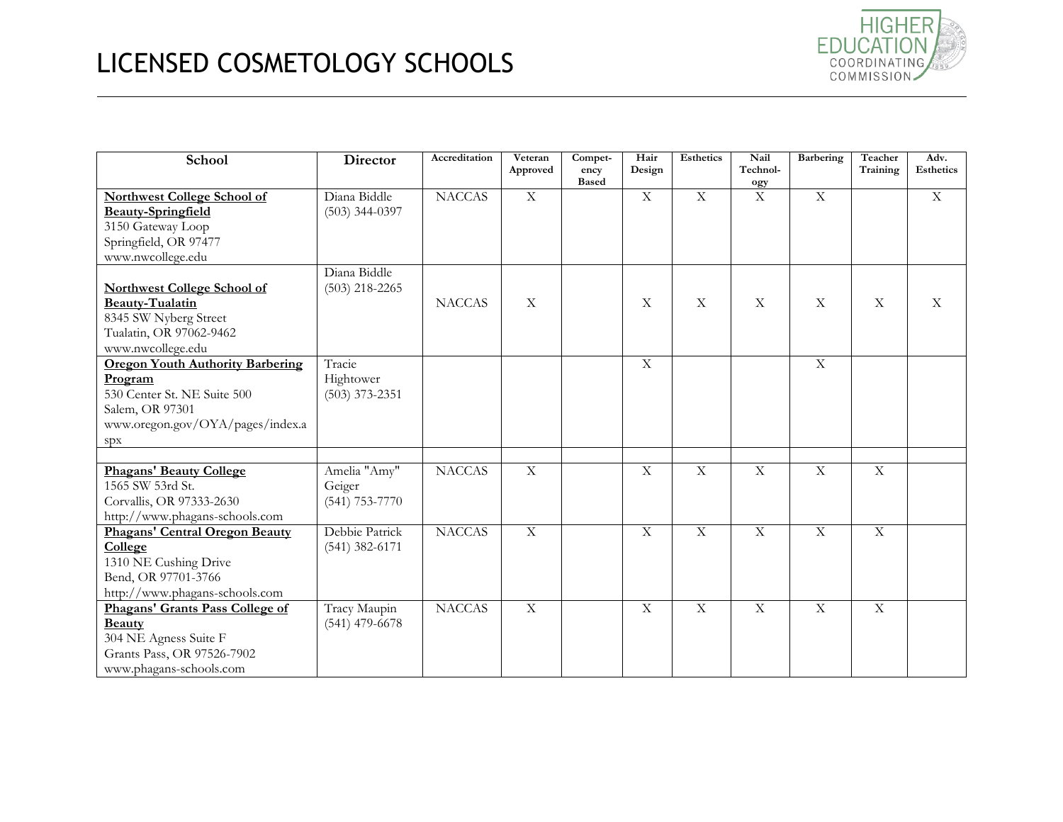# LICENSED COSMETOLOGY SCHOOLS

| School | Director | Accreditation | Veteran Approved | Compet-ency Based | Hair Design | Esthetics | Nail Technol-ogy | Barbering | Teacher Training | Adv. Esthetics |
|---|---|---|---|---|---|---|---|---|---|---|
| **Northwest College School of Beauty-Springfield**<br>3150 Gateway Loop<br>Springfield, OR 97477<br>www.nwcollege.edu | Diana Biddle<br>(503) 344-0397 | NACCAS | X | | X | X | X | X | | X |
| **Northwest College School of Beauty-Tualatin**<br>8345 SW Nyberg Street<br>Tualatin, OR 97062-9462<br>www.nwcollege.edu | Diana Biddle<br>(503) 218-2265 | NACCAS | X | | X | X | X | X | X | X |
| **Oregon Youth Authority Barbering Program**<br>530 Center St. NE Suite 500<br>Salem, OR 97301<br>www.oregon.gov/OYA/pages/index.aspx | Tracie Hightower<br>(503) 373-2351 | | | | X | | | X | | |
| | | | | | | | | | | |
| **Phagans' Beauty College**<br>1565 SW 53rd St.<br>Corvallis, OR 97333-2630<br>http://www.phagans-schools.com | Amelia "Amy" Geiger<br>(541) 753-7770 | NACCAS | X | | X | X | X | X | X | |
| **Phagans' Central Oregon Beauty College**<br>1310 NE Cushing Drive<br>Bend, OR 97701-3766<br>http://www.phagans-schools.com | Debbie Patrick<br>(541) 382-6171 | NACCAS | X | | X | X | X | X | X | |
| **Phagans' Grants Pass College of Beauty**<br>304 NE Agness Suite F<br>Grants Pass, OR 97526-7902<br>www.phagans-schools.com | Tracy Maupin<br>(541) 479-6678 | NACCAS | X | | X | X | X | X | X | |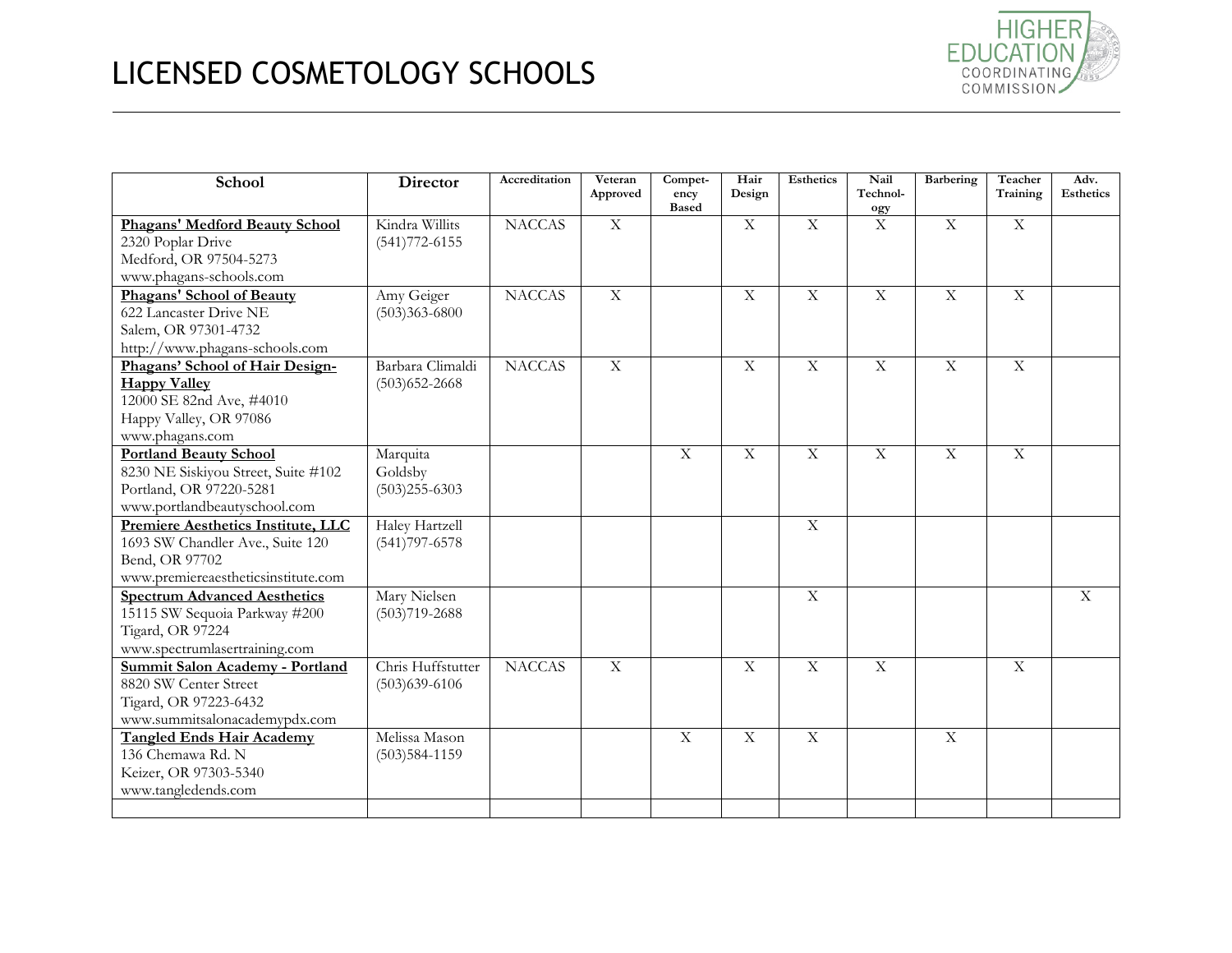# LICENSED COSMETOLOGY SCHOOLS

| School | Director | Accreditation | Veteran Approved | Compet-ency Based | Hair Design | Esthetics | Nail Technol-ogy | Barbering | Teacher Training | Adv. Esthetics |
|---|---|---|---|---|---|---|---|---|---|---|
| **Phagans' Medford Beauty School**<br>2320 Poplar Drive<br>Medford, OR 97504-5273<br>www.phagans-schools.com | Kindra Willits<br>(541)772-6155 | NACCAS | X | | X | X | X | X | X | |
| **Phagans' School of Beauty**<br>622 Lancaster Drive NE<br>Salem, OR 97301-4732<br>http://www.phagans-schools.com | Amy Geiger<br>(503)363-6800 | NACCAS | X | | X | X | X | X | X | |
| **Phagans' School of Hair Design-Happy Valley**<br>12000 SE 82nd Ave, #4010<br>Happy Valley, OR 97086<br>www.phagans.com | Barbara Climaldi<br>(503)652-2668 | NACCAS | X | | X | X | X | X | X | |
| **Portland Beauty School**<br>8230 NE Siskiyou Street, Suite #102<br>Portland, OR 97220-5281<br>www.portlandbeautyschool.com | Marquita Goldsby<br>(503)255-6303 | | | X | X | X | X | X | X | |
| **Premiere Aesthetics Institute, LLC**<br>1693 SW Chandler Ave., Suite 120<br>Bend, OR 97702<br>www.premiereaestheticsinstitute.com | Haley Hartzell<br>(541)797-6578 | | | | | X | | | | |
| **Spectrum Advanced Aesthetics**<br>15115 SW Sequoia Parkway #200<br>Tigard, OR 97224<br>www.spectrumlasertraining.com | Mary Nielsen<br>(503)719-2688 | | | | | X | | | | X |
| **Summit Salon Academy - Portland**<br>8820 SW Center Street<br>Tigard, OR 97223-6432<br>www.summitsalonacademypdx.com | Chris Huffstutter<br>(503)639-6106 | NACCAS | X | | X | X | X | | X | |
| **Tangled Ends Hair Academy**<br>136 Chemawa Rd. N<br>Keizer, OR 97303-5340<br>www.tangledends.com | Melissa Mason<br>(503)584-1159 | | | X | X | X | | X | | |
| | | | | | | | | | | |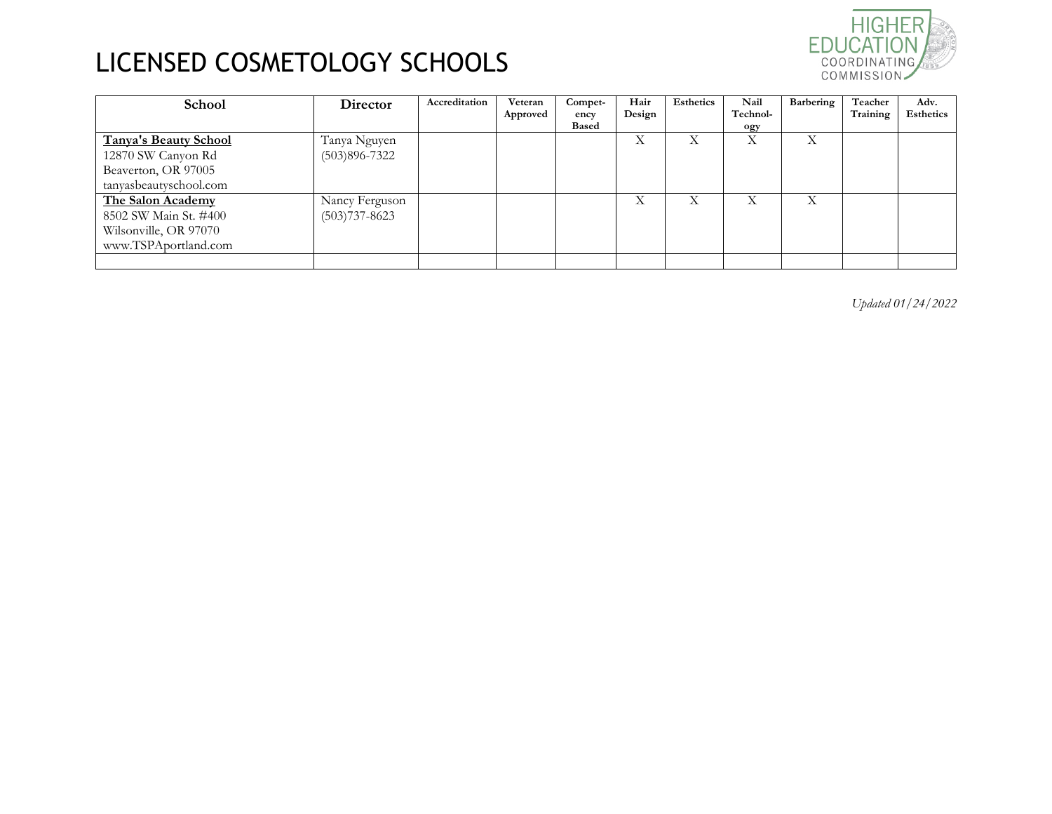# LICENSED COSMETOLOGY SCHOOLS

| School | Director | Accreditation | Veteran Approved | Compet-ency Based | Hair Design | Esthetics | Nail Technol-ogy | Barbering | Teacher Training | Adv. Esthetics |
|---|---|---|---|---|---|---|---|---|---|---|
| **Tanya's Beauty School**<br>12870 SW Canyon Rd<br>Beaverton, OR 97005<br>tanyasbeautyschool.com | Tanya Nguyen<br>(503)896-7322 | | | | X | X | X | X | | |
| **The Salon Academy**<br>8502 SW Main St. #400<br>Wilsonville, OR 97070<br>www.TSPAportland.com | Nancy Ferguson<br>(503)737-8623 | | | | X | X | X | X | | |
| | | | | | | | | | | |

*Updated 01/24/2022*